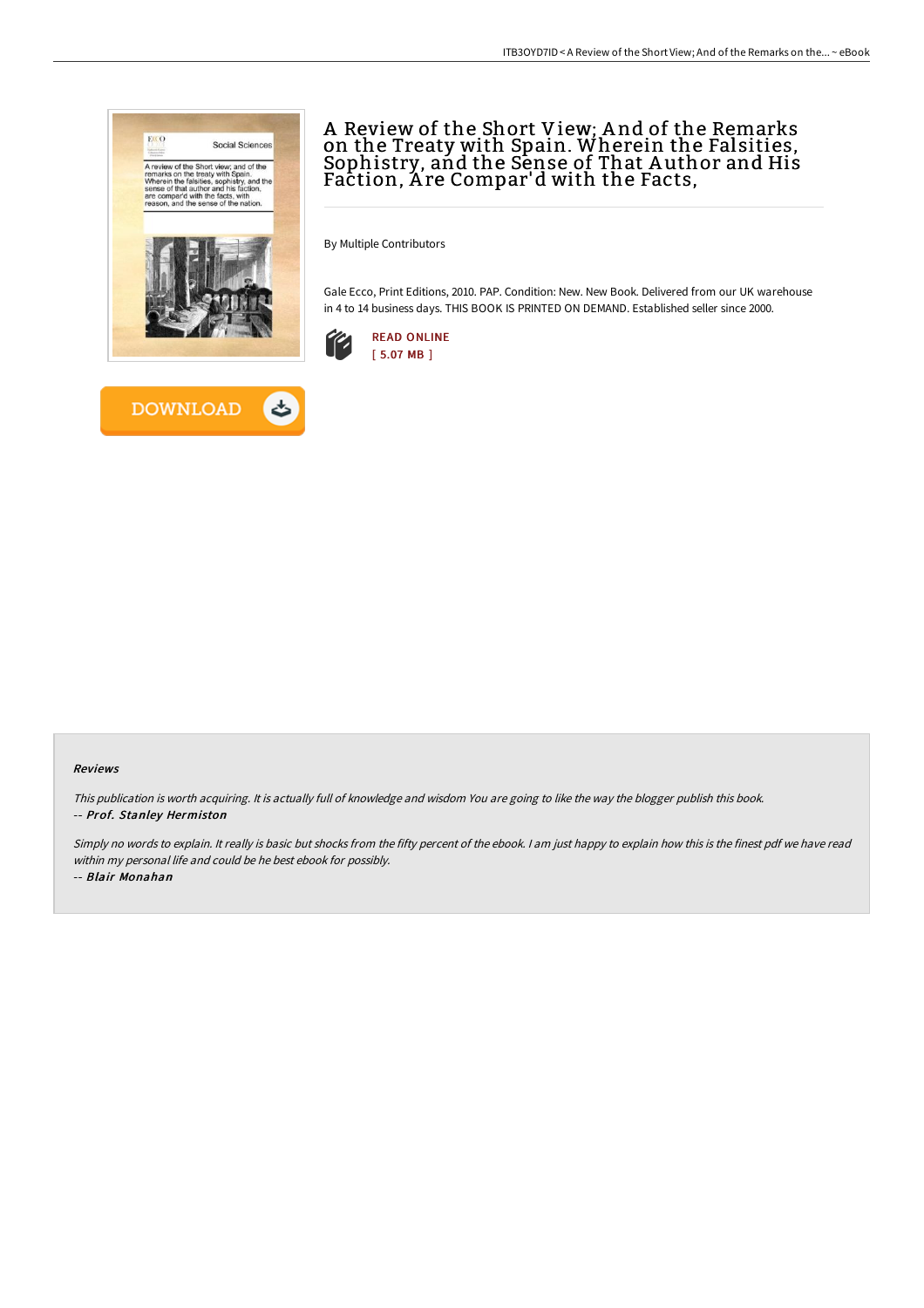# A Review of the Short View; And of the Remarks on the Treaty with Spain. Wherein the Falsities, Sophistry, and the Sense of That Author and His Faction, Are Compar'd with the Facts,

By Multiple Contributors

Gale Ecco, Print Editions, 2010. PAP. Condition: New. New Book. Delivered from our UK warehouse in 4 to 14 business days. THIS BOOK IS PRINTED ON DEMAND. Established seller since 2000.

READ ONLINE
[ 5.07 MB ]

DOWNLOAD

#### Reviews

*This publication is worth acquiring. It is actually full of knowledge and wisdom You are going to like the way the blogger publish this book.*
*-- **Prof. Stanley Hermiston***

*Simply no words to explain. It really is basic but shocks from the fifty percent of the ebook. I am just happy to explain how this is the finest pdf we have read within my personal life and could be he best ebook for possibly.*
*-- **Blair Monahan***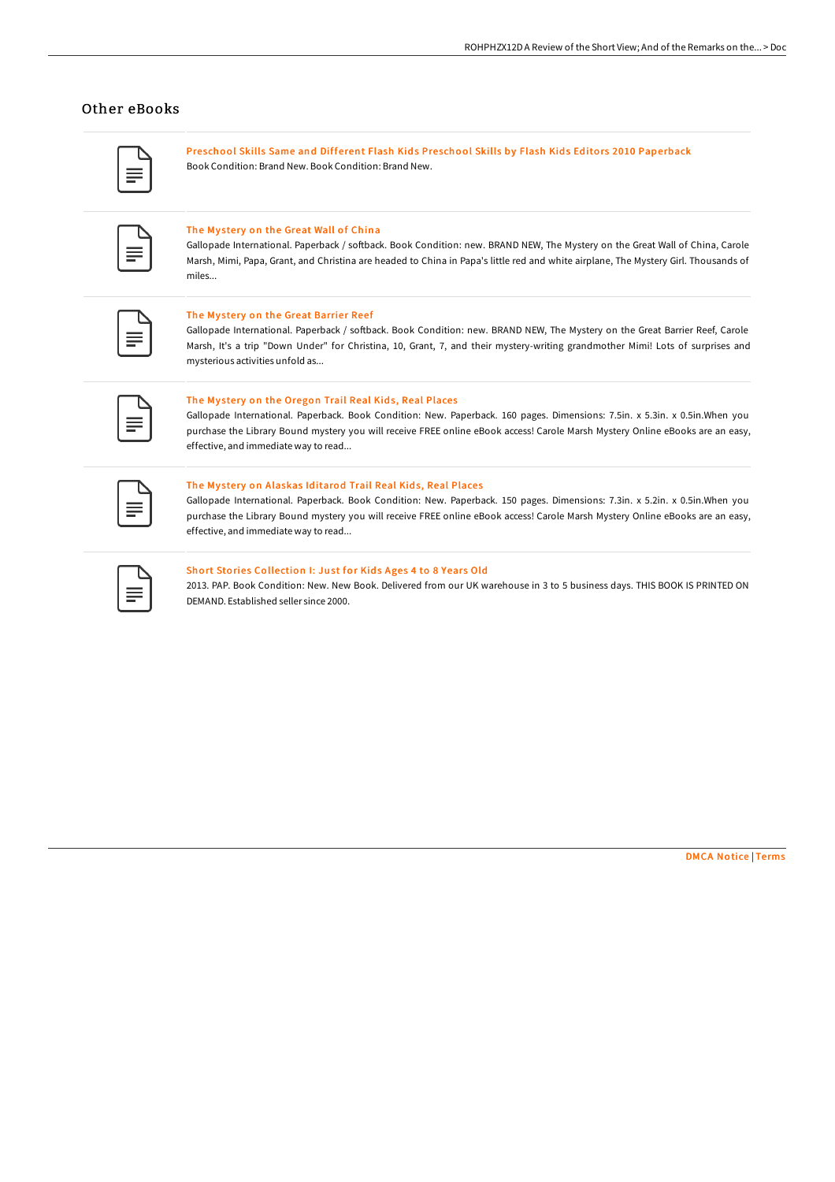## Other eBooks

**Preschool Skills Same and Different Flash Kids Preschool Skills by Flash Kids Editors 2010 Paperback**

Book Condition: Brand New. Book Condition: Brand New.

**The Mystery on the Great Wall of China**

Gallopade International. Paperback / softback. Book Condition: new. BRAND NEW, The Mystery on the Great Wall of China, Carole Marsh, Mimi, Papa, Grant, and Christina are headed to China in Papa's little red and white airplane, The Mystery Girl. Thousands of miles...

**The Mystery on the Great Barrier Reef**

Gallopade International. Paperback / softback. Book Condition: new. BRAND NEW, The Mystery on the Great Barrier Reef, Carole Marsh, It's a trip "Down Under" for Christina, 10, Grant, 7, and their mystery-writing grandmother Mimi! Lots of surprises and mysterious activities unfold as...

**The Mystery on the Oregon Trail Real Kids, Real Places**

Gallopade International. Paperback. Book Condition: New. Paperback. 160 pages. Dimensions: 7.5in. x 5.3in. x 0.5in.When you purchase the Library Bound mystery you will receive FREE online eBook access! Carole Marsh Mystery Online eBooks are an easy, effective, and immediate way to read...

**The Mystery on Alaskas Iditarod Trail Real Kids, Real Places**

Gallopade International. Paperback. Book Condition: New. Paperback. 150 pages. Dimensions: 7.3in. x 5.2in. x 0.5in.When you purchase the Library Bound mystery you will receive FREE online eBook access! Carole Marsh Mystery Online eBooks are an easy, effective, and immediate way to read...

**Short Stories Collection I: Just for Kids Ages 4 to 8 Years Old**

2013. PAP. Book Condition: New. New Book. Delivered from our UK warehouse in 3 to 5 business days. THIS BOOK IS PRINTED ON DEMAND. Established seller since 2000.